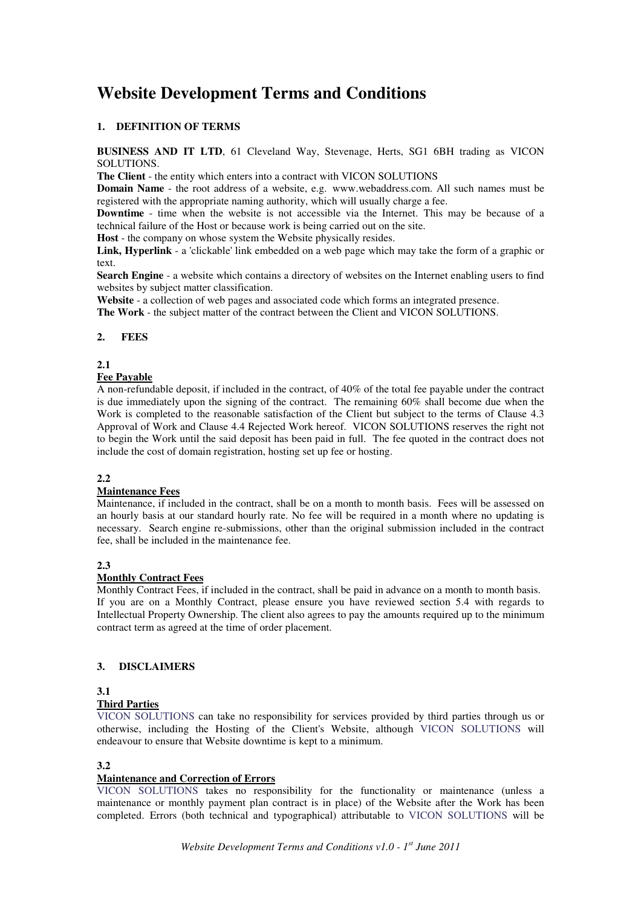# Website Development Terms and Conditions

## 1. DEFINITION OF TERMS

**BUSINESS AND IT LTD**, 61 Cleveland Way, Stevenage, Herts, SG1 6BH trading as VICON SOLUTIONS.

**The Client** - the entity which enters into a contract with VICON SOLUTIONS

**Domain Name** - the root address of a website, e.g. www.webaddress.com. All such names must be registered with the appropriate naming authority, which will usually charge a fee.

**Downtime** - time when the website is not accessible via the Internet. This may be because of a technical failure of the Host or because work is being carried out on the site.

**Host** - the company on whose system the Website physically resides.

**Link, Hyperlink** - a 'clickable' link embedded on a web page which may take the form of a graphic or text.

**Search Engine** - a website which contains a directory of websites on the Internet enabling users to find websites by subject matter classification.

**Website** - a collection of web pages and associated code which forms an integrated presence.

**The Work** - the subject matter of the contract between the Client and VICON SOLUTIONS.

## 2. FEES

### 2.1

**Fee Payable**

A non-refundable deposit, if included in the contract, of 40% of the total fee payable under the contract is due immediately upon the signing of the contract. The remaining 60% shall become due when the Work is completed to the reasonable satisfaction of the Client but subject to the terms of Clause 4.3 Approval of Work and Clause 4.4 Rejected Work hereof. VICON SOLUTIONS reserves the right not to begin the Work until the said deposit has been paid in full. The fee quoted in the contract does not include the cost of domain registration, hosting set up fee or hosting.

### 2.2

**Maintenance Fees**

Maintenance, if included in the contract, shall be on a month to month basis. Fees will be assessed on an hourly basis at our standard hourly rate. No fee will be required in a month where no updating is necessary. Search engine re-submissions, other than the original submission included in the contract fee, shall be included in the maintenance fee.

### 2.3

**Monthly Contract Fees**

Monthly Contract Fees, if included in the contract, shall be paid in advance on a month to month basis. If you are on a Monthly Contract, please ensure you have reviewed section 5.4 with regards to Intellectual Property Ownership. The client also agrees to pay the amounts required up to the minimum contract term as agreed at the time of order placement.

## 3. DISCLAIMERS

### 3.1

**Third Parties**

VICON SOLUTIONS can take no responsibility for services provided by third parties through us or otherwise, including the Hosting of the Client's Website, although VICON SOLUTIONS will endeavour to ensure that Website downtime is kept to a minimum.

### 3.2

**Maintenance and Correction of Errors**

VICON SOLUTIONS takes no responsibility for the functionality or maintenance (unless a maintenance or monthly payment plan contract is in place) of the Website after the Work has been completed. Errors (both technical and typographical) attributable to VICON SOLUTIONS will be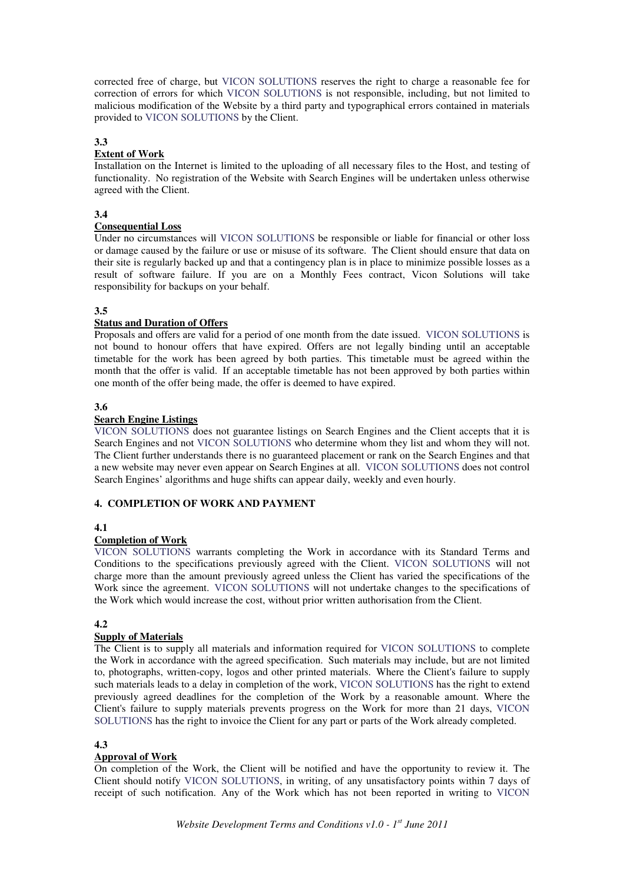corrected free of charge, but VICON SOLUTIONS reserves the right to charge a reasonable fee for correction of errors for which VICON SOLUTIONS is not responsible, including, but not limited to malicious modification of the Website by a third party and typographical errors contained in materials provided to VICON SOLUTIONS by the Client.

**3.3**

**Extent of Work**

Installation on the Internet is limited to the uploading of all necessary files to the Host, and testing of functionality. No registration of the Website with Search Engines will be undertaken unless otherwise agreed with the Client.

**3.4**

**Consequential Loss**

Under no circumstances will VICON SOLUTIONS be responsible or liable for financial or other loss or damage caused by the failure or use or misuse of its software. The Client should ensure that data on their site is regularly backed up and that a contingency plan is in place to minimize possible losses as a result of software failure. If you are on a Monthly Fees contract, Vicon Solutions will take responsibility for backups on your behalf.

**3.5**

**Status and Duration of Offers**

Proposals and offers are valid for a period of one month from the date issued. VICON SOLUTIONS is not bound to honour offers that have expired. Offers are not legally binding until an acceptable timetable for the work has been agreed by both parties. This timetable must be agreed within the month that the offer is valid. If an acceptable timetable has not been approved by both parties within one month of the offer being made, the offer is deemed to have expired.

**3.6**

**Search Engine Listings**

VICON SOLUTIONS does not guarantee listings on Search Engines and the Client accepts that it is Search Engines and not VICON SOLUTIONS who determine whom they list and whom they will not. The Client further understands there is no guaranteed placement or rank on the Search Engines and that a new website may never even appear on Search Engines at all. VICON SOLUTIONS does not control Search Engines' algorithms and huge shifts can appear daily, weekly and even hourly.

## 4. COMPLETION OF WORK AND PAYMENT

**4.1**

**Completion of Work**

VICON SOLUTIONS warrants completing the Work in accordance with its Standard Terms and Conditions to the specifications previously agreed with the Client. VICON SOLUTIONS will not charge more than the amount previously agreed unless the Client has varied the specifications of the Work since the agreement. VICON SOLUTIONS will not undertake changes to the specifications of the Work which would increase the cost, without prior written authorisation from the Client.

**4.2**

**Supply of Materials**

The Client is to supply all materials and information required for VICON SOLUTIONS to complete the Work in accordance with the agreed specification. Such materials may include, but are not limited to, photographs, written-copy, logos and other printed materials. Where the Client's failure to supply such materials leads to a delay in completion of the work, VICON SOLUTIONS has the right to extend previously agreed deadlines for the completion of the Work by a reasonable amount. Where the Client's failure to supply materials prevents progress on the Work for more than 21 days, VICON SOLUTIONS has the right to invoice the Client for any part or parts of the Work already completed.

**4.3**

**Approval of Work**

On completion of the Work, the Client will be notified and have the opportunity to review it. The Client should notify VICON SOLUTIONS, in writing, of any unsatisfactory points within 7 days of receipt of such notification. Any of the Work which has not been reported in writing to VICON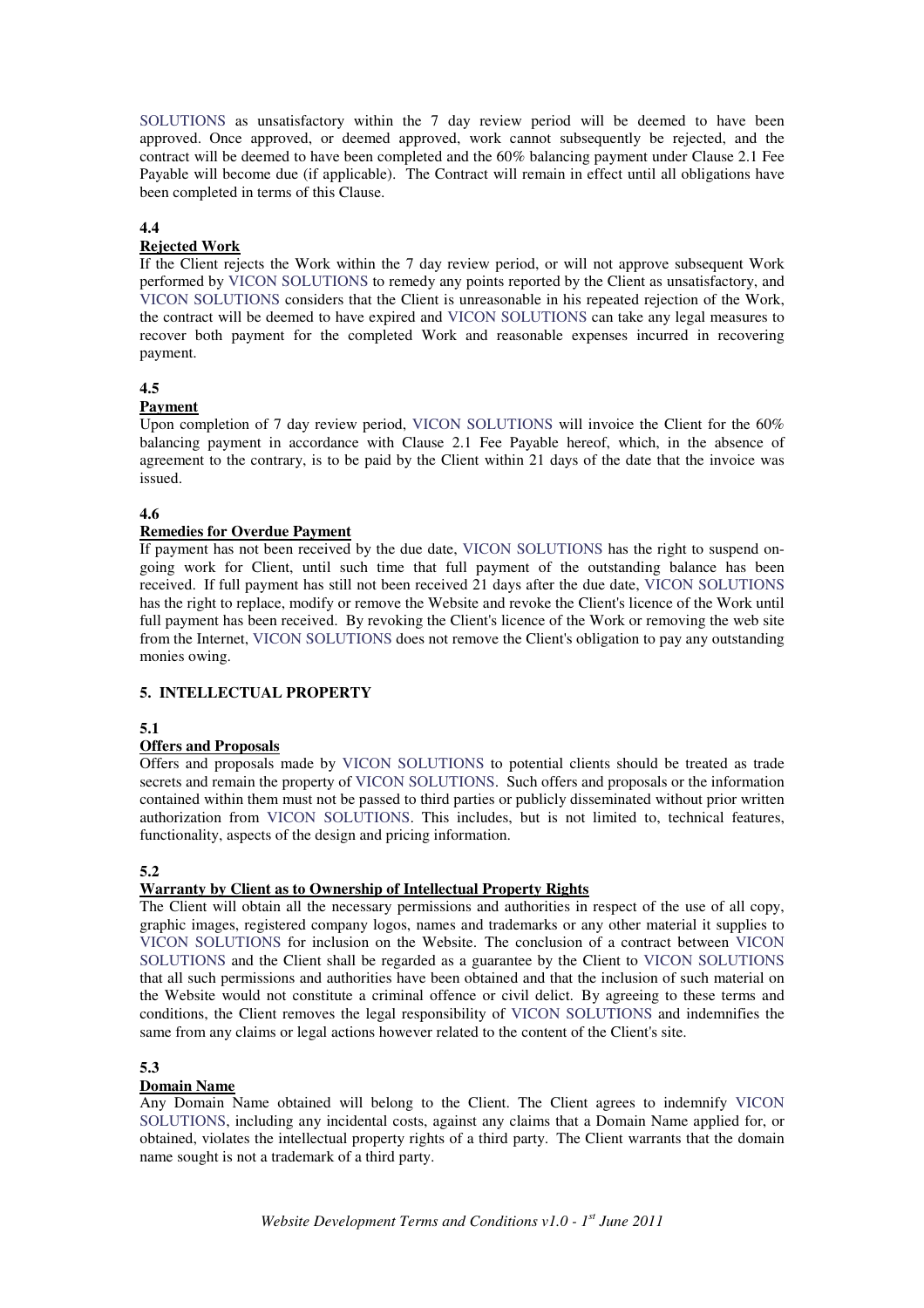SOLUTIONS as unsatisfactory within the 7 day review period will be deemed to have been approved. Once approved, or deemed approved, work cannot subsequently be rejected, and the contract will be deemed to have been completed and the 60% balancing payment under Clause 2.1 Fee Payable will become due (if applicable). The Contract will remain in effect until all obligations have been completed in terms of this Clause.

**4.4**

**Rejected Work**

If the Client rejects the Work within the 7 day review period, or will not approve subsequent Work performed by VICON SOLUTIONS to remedy any points reported by the Client as unsatisfactory, and VICON SOLUTIONS considers that the Client is unreasonable in his repeated rejection of the Work, the contract will be deemed to have expired and VICON SOLUTIONS can take any legal measures to recover both payment for the completed Work and reasonable expenses incurred in recovering payment.

**4.5**

**Payment**

Upon completion of 7 day review period, VICON SOLUTIONS will invoice the Client for the 60% balancing payment in accordance with Clause 2.1 Fee Payable hereof, which, in the absence of agreement to the contrary, is to be paid by the Client within 21 days of the date that the invoice was issued.

**4.6**

**Remedies for Overdue Payment**

If payment has not been received by the due date, VICON SOLUTIONS has the right to suspend ongoing work for Client, until such time that full payment of the outstanding balance has been received. If full payment has still not been received 21 days after the due date, VICON SOLUTIONS has the right to replace, modify or remove the Website and revoke the Client's licence of the Work until full payment has been received. By revoking the Client's licence of the Work or removing the web site from the Internet, VICON SOLUTIONS does not remove the Client's obligation to pay any outstanding monies owing.

## 5. INTELLECTUAL PROPERTY

**5.1**

**Offers and Proposals**

Offers and proposals made by VICON SOLUTIONS to potential clients should be treated as trade secrets and remain the property of VICON SOLUTIONS. Such offers and proposals or the information contained within them must not be passed to third parties or publicly disseminated without prior written authorization from VICON SOLUTIONS. This includes, but is not limited to, technical features, functionality, aspects of the design and pricing information.

**5.2**

**Warranty by Client as to Ownership of Intellectual Property Rights**

The Client will obtain all the necessary permissions and authorities in respect of the use of all copy, graphic images, registered company logos, names and trademarks or any other material it supplies to VICON SOLUTIONS for inclusion on the Website. The conclusion of a contract between VICON SOLUTIONS and the Client shall be regarded as a guarantee by the Client to VICON SOLUTIONS that all such permissions and authorities have been obtained and that the inclusion of such material on the Website would not constitute a criminal offence or civil delict. By agreeing to these terms and conditions, the Client removes the legal responsibility of VICON SOLUTIONS and indemnifies the same from any claims or legal actions however related to the content of the Client's site.

**5.3**

**Domain Name**

Any Domain Name obtained will belong to the Client. The Client agrees to indemnify VICON SOLUTIONS, including any incidental costs, against any claims that a Domain Name applied for, or obtained, violates the intellectual property rights of a third party. The Client warrants that the domain name sought is not a trademark of a third party.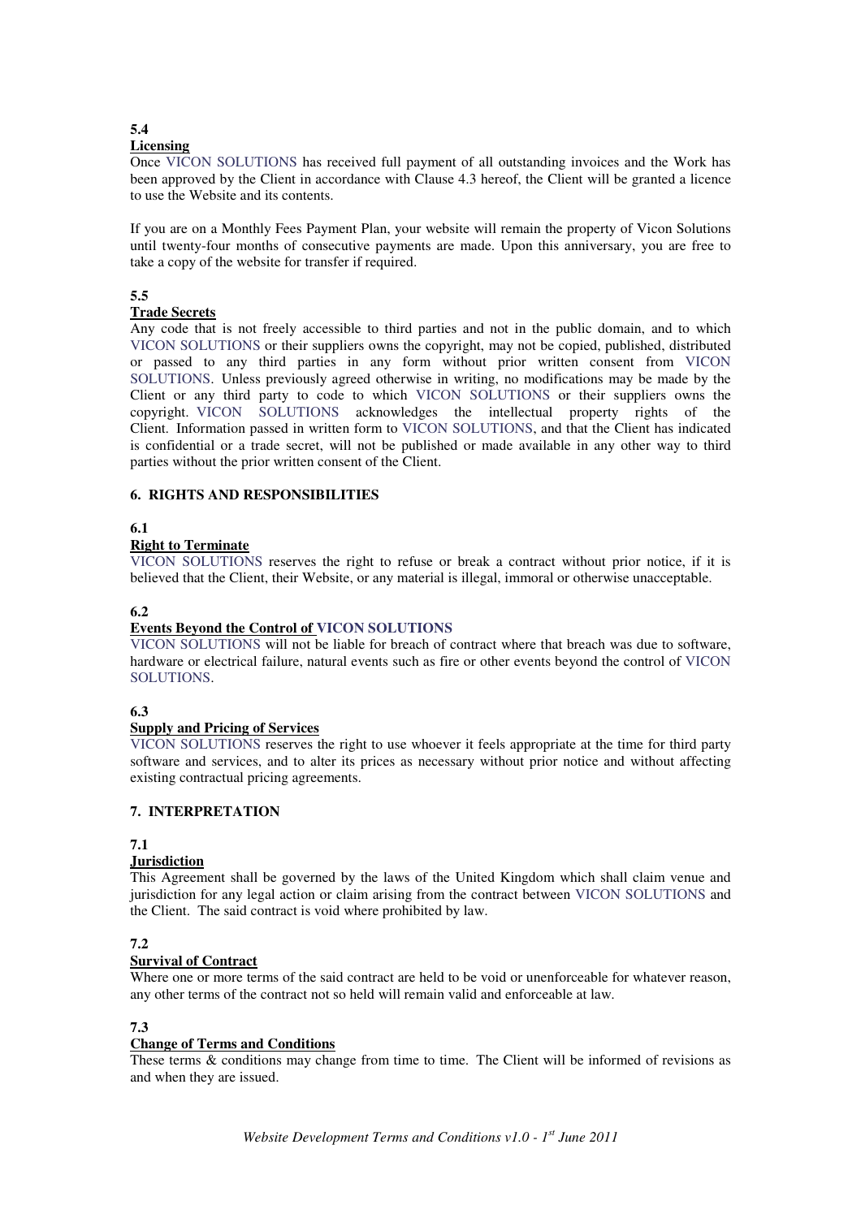**5.4**
**Licensing**
Once VICON SOLUTIONS has received full payment of all outstanding invoices and the Work has been approved by the Client in accordance with Clause 4.3 hereof, the Client will be granted a licence to use the Website and its contents.

If you are on a Monthly Fees Payment Plan, your website will remain the property of Vicon Solutions until twenty-four months of consecutive payments are made. Upon this anniversary, you are free to take a copy of the website for transfer if required.

**5.5**
**Trade Secrets**
Any code that is not freely accessible to third parties and not in the public domain, and to which VICON SOLUTIONS or their suppliers owns the copyright, may not be copied, published, distributed or passed to any third parties in any form without prior written consent from VICON SOLUTIONS. Unless previously agreed otherwise in writing, no modifications may be made by the Client or any third party to code to which VICON SOLUTIONS or their suppliers owns the copyright. VICON SOLUTIONS acknowledges the intellectual property rights of the Client. Information passed in written form to VICON SOLUTIONS, and that the Client has indicated is confidential or a trade secret, will not be published or made available in any other way to third parties without the prior written consent of the Client.

## 6. RIGHTS AND RESPONSIBILITIES

**6.1**
**Right to Terminate**
VICON SOLUTIONS reserves the right to refuse or break a contract without prior notice, if it is believed that the Client, their Website, or any material is illegal, immoral or otherwise unacceptable.

**6.2**
**Events Beyond the Control of VICON SOLUTIONS**
VICON SOLUTIONS will not be liable for breach of contract where that breach was due to software, hardware or electrical failure, natural events such as fire or other events beyond the control of VICON SOLUTIONS.

**6.3**
**Supply and Pricing of Services**
VICON SOLUTIONS reserves the right to use whoever it feels appropriate at the time for third party software and services, and to alter its prices as necessary without prior notice and without affecting existing contractual pricing agreements.

## 7. INTERPRETATION

**7.1**
**Jurisdiction**
This Agreement shall be governed by the laws of the United Kingdom which shall claim venue and jurisdiction for any legal action or claim arising from the contract between VICON SOLUTIONS and the Client. The said contract is void where prohibited by law.

**7.2**
**Survival of Contract**
Where one or more terms of the said contract are held to be void or unenforceable for whatever reason, any other terms of the contract not so held will remain valid and enforceable at law.

**7.3**
**Change of Terms and Conditions**
These terms & conditions may change from time to time. The Client will be informed of revisions as and when they are issued.